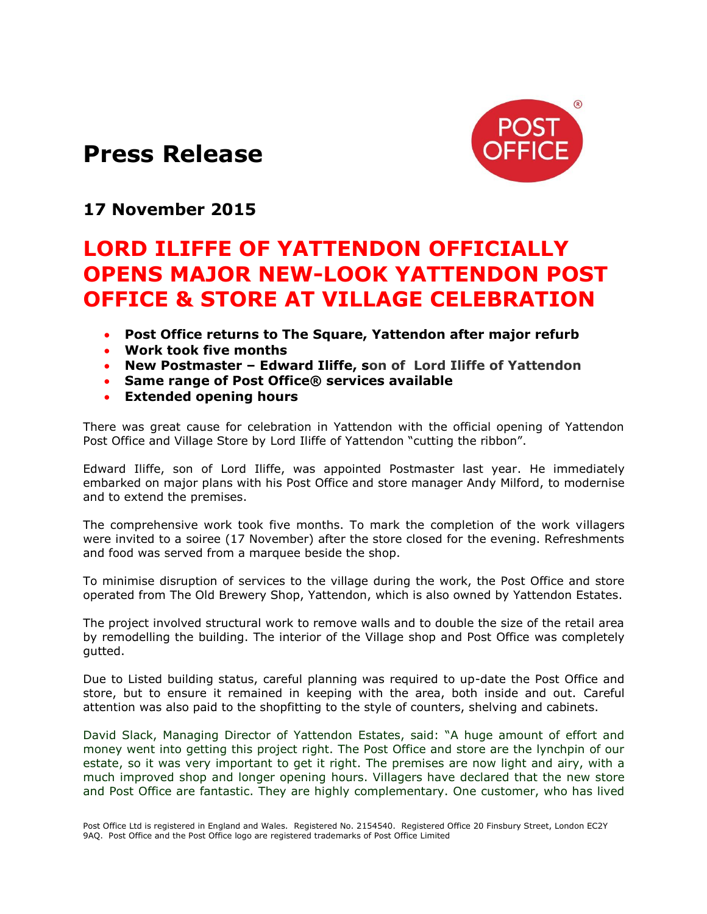# Press Release

POST OFFICE®

## 17 November 2015

# LORD ILIFFE OF YATTENDON OFFICIALLY OPENS MAJOR NEW-LOOK YATTENDON POST OFFICE & STORE AT VILLAGE CELEBRATION

- **Post Office returns to The Square, Yattendon after major refurb**
- **Work took five months**
- **New Postmaster – Edward Iliffe, son of Lord Iliffe of Yattendon**
- **Same range of Post Office® services available**
- **Extended opening hours**

There was great cause for celebration in Yattendon with the official opening of Yattendon Post Office and Village Store by Lord Iliffe of Yattendon "cutting the ribbon".

Edward Iliffe, son of Lord Iliffe, was appointed Postmaster last year. He immediately embarked on major plans with his Post Office and store manager Andy Milford, to modernise and to extend the premises.

The comprehensive work took five months. To mark the completion of the work villagers were invited to a soiree (17 November) after the store closed for the evening. Refreshments and food was served from a marquee beside the shop.

To minimise disruption of services to the village during the work, the Post Office and store operated from The Old Brewery Shop, Yattendon, which is also owned by Yattendon Estates.

The project involved structural work to remove walls and to double the size of the retail area by remodelling the building. The interior of the Village shop and Post Office was completely gutted.

Due to Listed building status, careful planning was required to up-date the Post Office and store, but to ensure it remained in keeping with the area, both inside and out. Careful attention was also paid to the shopfitting to the style of counters, shelving and cabinets.

David Slack, Managing Director of Yattendon Estates, said: "A huge amount of effort and money went into getting this project right. The Post Office and store are the lynchpin of our estate, so it was very important to get it right. The premises are now light and airy, with a much improved shop and longer opening hours. Villagers have declared that the new store and Post Office are fantastic. They are highly complementary. One customer, who has lived

Post Office Ltd is registered in England and Wales. Registered No. 2154540. Registered Office 20 Finsbury Street, London EC2Y 9AQ. Post Office and the Post Office logo are registered trademarks of Post Office Limited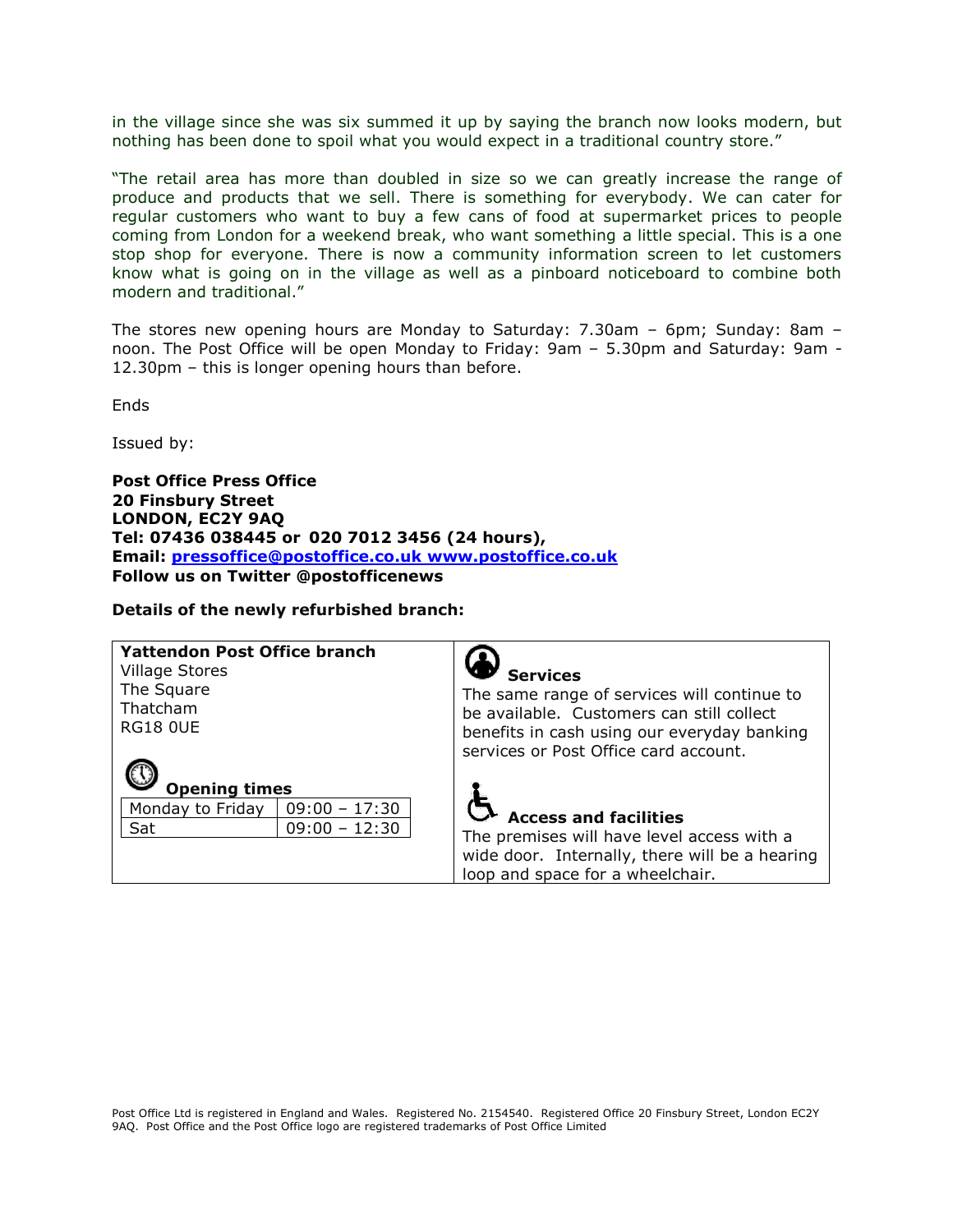in the village since she was six summed it up by saying the branch now looks modern, but nothing has been done to spoil what you would expect in a traditional country store."

"The retail area has more than doubled in size so we can greatly increase the range of produce and products that we sell. There is something for everybody. We can cater for regular customers who want to buy a few cans of food at supermarket prices to people coming from London for a weekend break, who want something a little special. This is a one stop shop for everyone. There is now a community information screen to let customers know what is going on in the village as well as a pinboard noticeboard to combine both modern and traditional."

The stores new opening hours are Monday to Saturday: 7.30am – 6pm; Sunday: 8am – noon. The Post Office will be open Monday to Friday: 9am – 5.30pm and Saturday: 9am - 12.30pm – this is longer opening hours than before.

Ends

Issued by:

**Post Office Press Office**
**20 Finsbury Street**
**LONDON, EC2Y 9AQ**
**Tel: 07436 038445 or 020 7012 3456 (24 hours),**
**Email: pressoffice@postoffice.co.uk www.postoffice.co.uk**
**Follow us on Twitter @postofficenews**

**Details of the newly refurbished branch:**

**Yattendon Post Office branch**
Village Stores
The Square
Thatcham
RG18 0UE

**Opening times**

| | |
|---|---|
| Monday to Friday | 09:00 – 17:30 |
| Sat | 09:00 – 12:30 |

**Services**
The same range of services will continue to be available. Customers can still collect benefits in cash using our everyday banking services or Post Office card account.

**Access and facilities**
The premises will have level access with a wide door. Internally, there will be a hearing loop and space for a wheelchair.

Post Office Ltd is registered in England and Wales. Registered No. 2154540. Registered Office 20 Finsbury Street, London EC2Y 9AQ. Post Office and the Post Office logo are registered trademarks of Post Office Limited